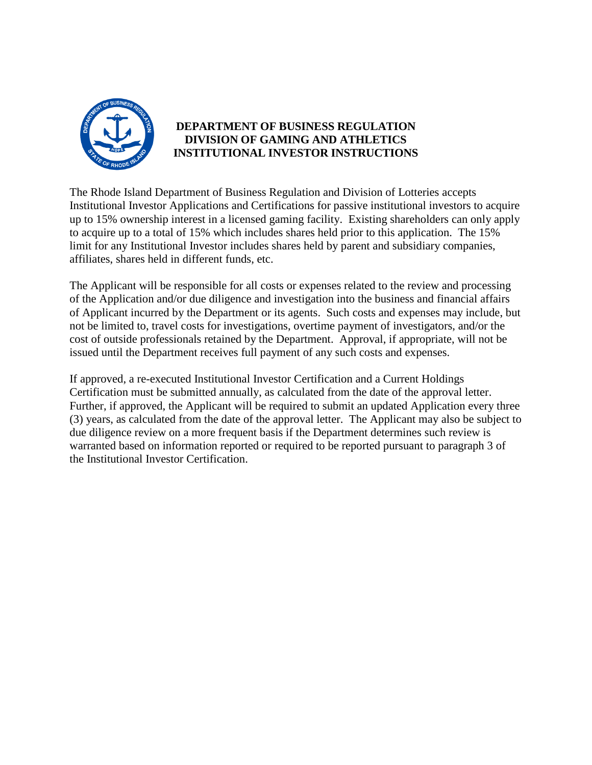# DEPARTMENT OF BUSINESS REGULATION
# DIVISION OF GAMING AND ATHLETICS
# INSTITUTIONAL INVESTOR INSTRUCTIONS

The Rhode Island Department of Business Regulation and Division of Lotteries accepts Institutional Investor Applications and Certifications for passive institutional investors to acquire up to 15% ownership interest in a licensed gaming facility. Existing shareholders can only apply to acquire up to a total of 15% which includes shares held prior to this application. The 15% limit for any Institutional Investor includes shares held by parent and subsidiary companies, affiliates, shares held in different funds, etc.

The Applicant will be responsible for all costs or expenses related to the review and processing of the Application and/or due diligence and investigation into the business and financial affairs of Applicant incurred by the Department or its agents. Such costs and expenses may include, but not be limited to, travel costs for investigations, overtime payment of investigators, and/or the cost of outside professionals retained by the Department. Approval, if appropriate, will not be issued until the Department receives full payment of any such costs and expenses.

If approved, a re-executed Institutional Investor Certification and a Current Holdings Certification must be submitted annually, as calculated from the date of the approval letter. Further, if approved, the Applicant will be required to submit an updated Application every three (3) years, as calculated from the date of the approval letter. The Applicant may also be subject to due diligence review on a more frequent basis if the Department determines such review is warranted based on information reported or required to be reported pursuant to paragraph 3 of the Institutional Investor Certification.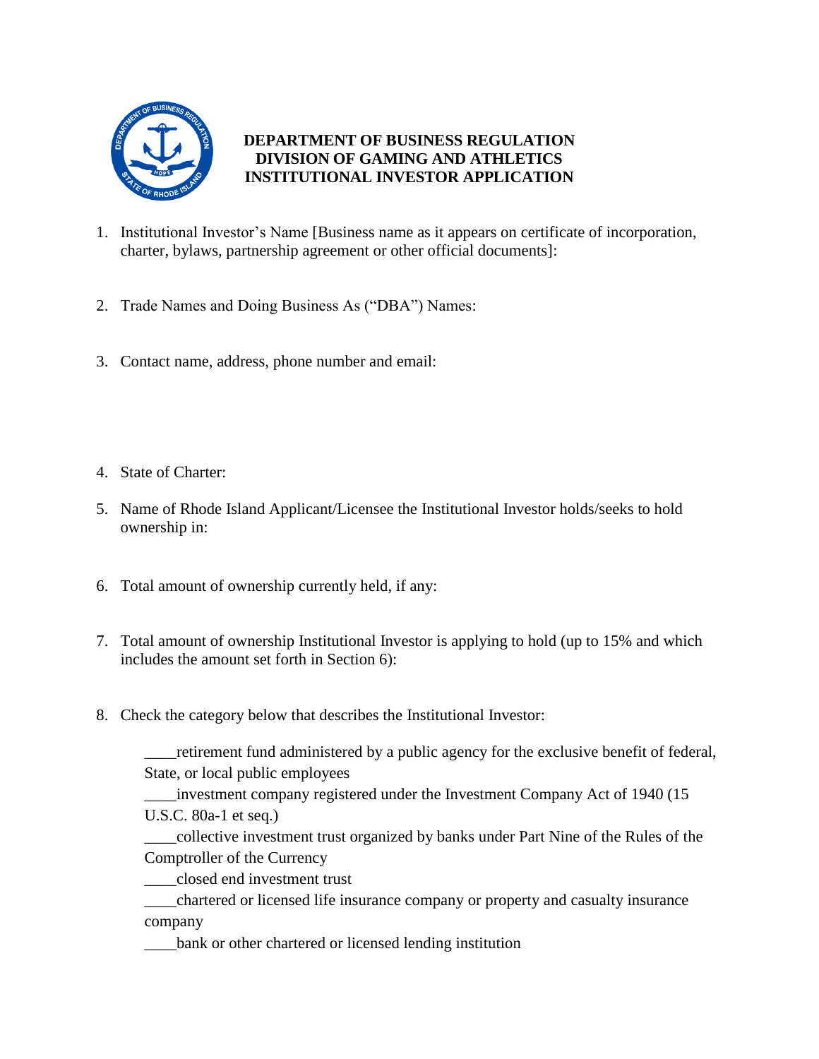**DEPARTMENT OF BUSINESS REGULATION**
**DIVISION OF GAMING AND ATHLETICS**
**INSTITUTIONAL INVESTOR APPLICATION**

1. Institutional Investor's Name [Business name as it appears on certificate of incorporation, charter, bylaws, partnership agreement or other official documents]:

2. Trade Names and Doing Business As ("DBA") Names:

3. Contact name, address, phone number and email:

4. State of Charter:

5. Name of Rhode Island Applicant/Licensee the Institutional Investor holds/seeks to hold ownership in:

6. Total amount of ownership currently held, if any:

7. Total amount of ownership Institutional Investor is applying to hold (up to 15% and which includes the amount set forth in Section 6):

8. Check the category below that describes the Institutional Investor:

    ____retirement fund administered by a public agency for the exclusive benefit of federal, State, or local public employees

    ____investment company registered under the Investment Company Act of 1940 (15 U.S.C. 80a-1 et seq.)

    ____collective investment trust organized by banks under Part Nine of the Rules of the Comptroller of the Currency

    ____closed end investment trust

    ____chartered or licensed life insurance company or property and casualty insurance company

    ____bank or other chartered or licensed lending institution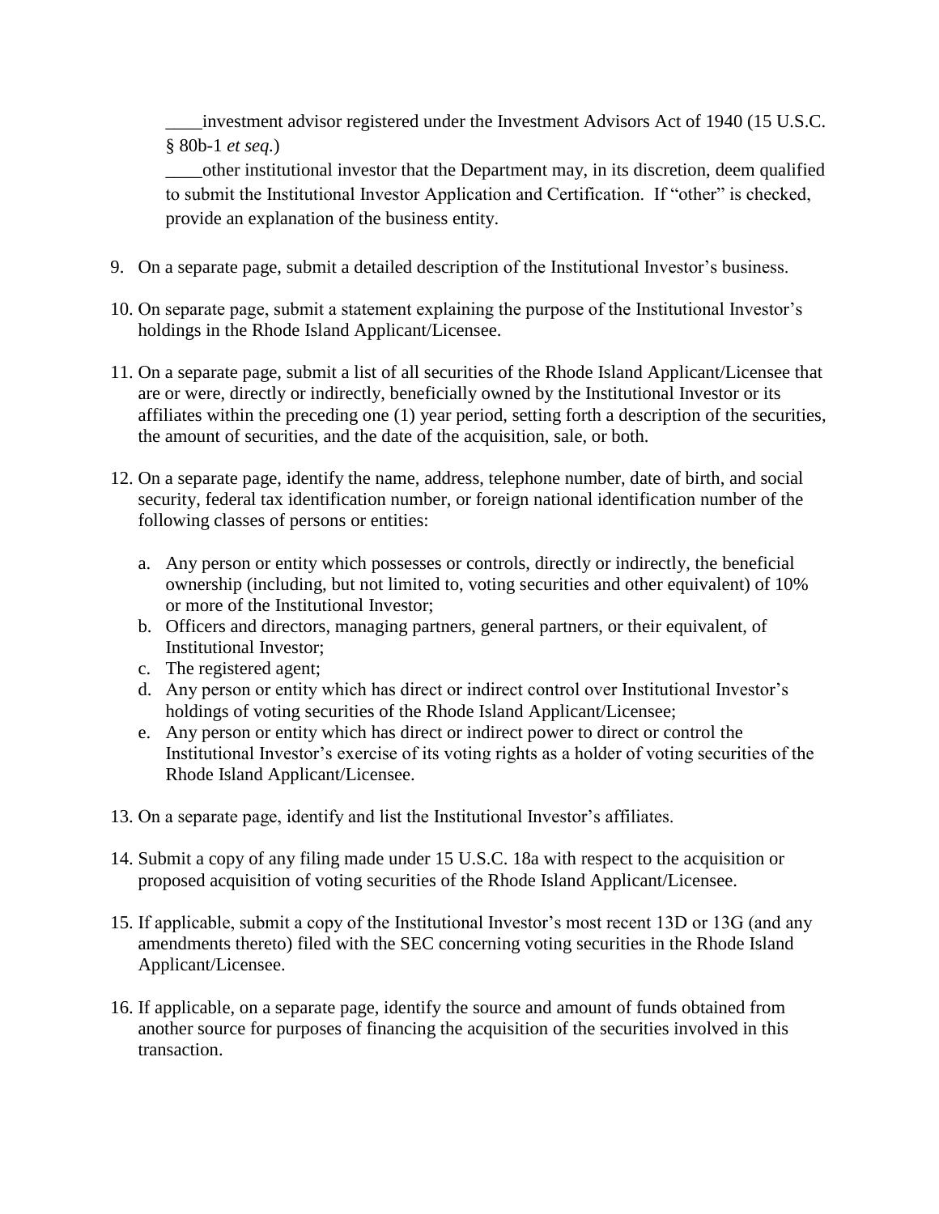____investment advisor registered under the Investment Advisors Act of 1940 (15 U.S.C. § 80b-1 *et seq.*)

____other institutional investor that the Department may, in its discretion, deem qualified to submit the Institutional Investor Application and Certification. If "other" is checked, provide an explanation of the business entity.

9. On a separate page, submit a detailed description of the Institutional Investor's business.

10. On separate page, submit a statement explaining the purpose of the Institutional Investor's holdings in the Rhode Island Applicant/Licensee.

11. On a separate page, submit a list of all securities of the Rhode Island Applicant/Licensee that are or were, directly or indirectly, beneficially owned by the Institutional Investor or its affiliates within the preceding one (1) year period, setting forth a description of the securities, the amount of securities, and the date of the acquisition, sale, or both.

12. On a separate page, identify the name, address, telephone number, date of birth, and social security, federal tax identification number, or foreign national identification number of the following classes of persons or entities:

    a. Any person or entity which possesses or controls, directly or indirectly, the beneficial ownership (including, but not limited to, voting securities and other equivalent) of 10% or more of the Institutional Investor;
    b. Officers and directors, managing partners, general partners, or their equivalent, of Institutional Investor;
    c. The registered agent;
    d. Any person or entity which has direct or indirect control over Institutional Investor's holdings of voting securities of the Rhode Island Applicant/Licensee;
    e. Any person or entity which has direct or indirect power to direct or control the Institutional Investor's exercise of its voting rights as a holder of voting securities of the Rhode Island Applicant/Licensee.

13. On a separate page, identify and list the Institutional Investor's affiliates.

14. Submit a copy of any filing made under 15 U.S.C. 18a with respect to the acquisition or proposed acquisition of voting securities of the Rhode Island Applicant/Licensee.

15. If applicable, submit a copy of the Institutional Investor's most recent 13D or 13G (and any amendments thereto) filed with the SEC concerning voting securities in the Rhode Island Applicant/Licensee.

16. If applicable, on a separate page, identify the source and amount of funds obtained from another source for purposes of financing the acquisition of the securities involved in this transaction.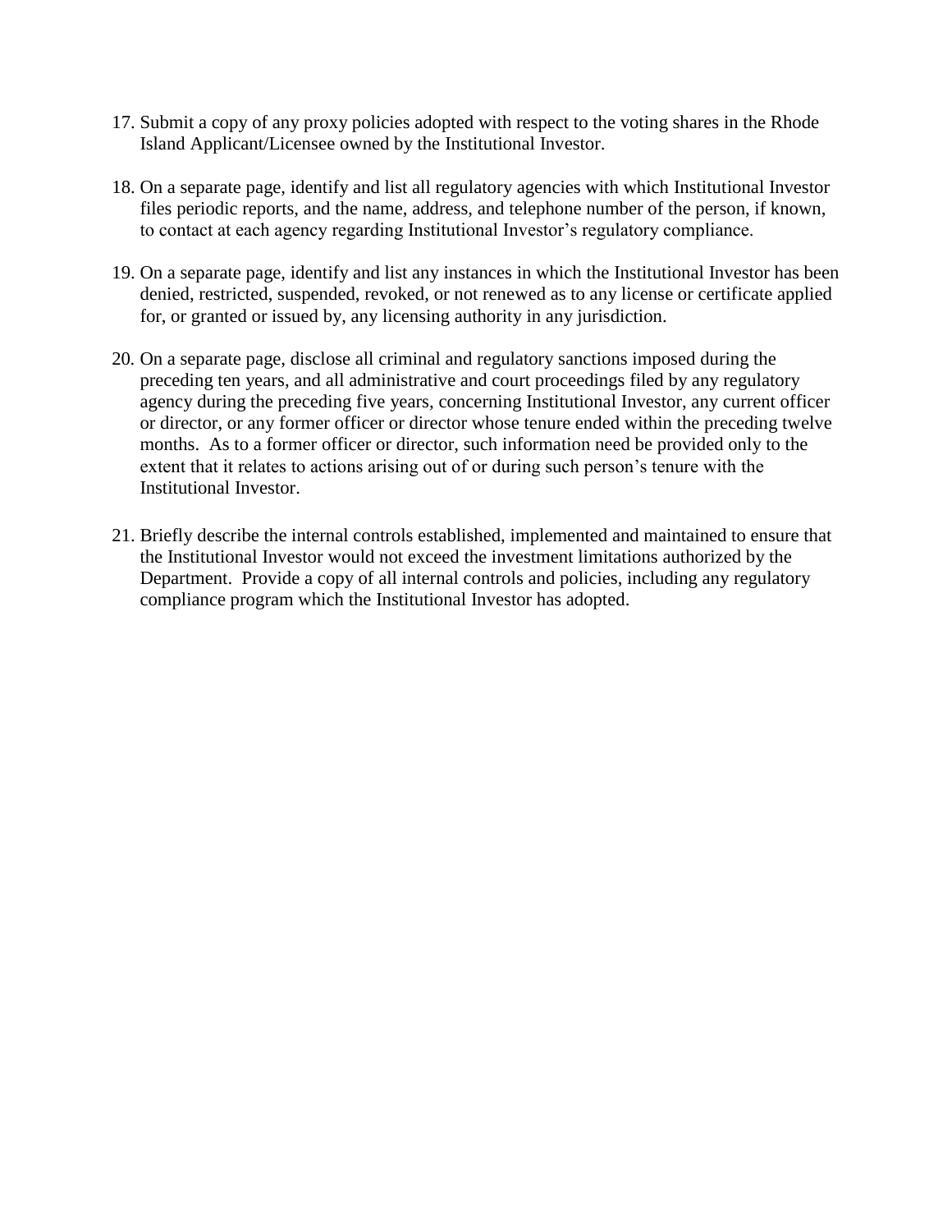17. Submit a copy of any proxy policies adopted with respect to the voting shares in the Rhode Island Applicant/Licensee owned by the Institutional Investor.

18. On a separate page, identify and list all regulatory agencies with which Institutional Investor files periodic reports, and the name, address, and telephone number of the person, if known, to contact at each agency regarding Institutional Investor's regulatory compliance.

19. On a separate page, identify and list any instances in which the Institutional Investor has been denied, restricted, suspended, revoked, or not renewed as to any license or certificate applied for, or granted or issued by, any licensing authority in any jurisdiction.

20. On a separate page, disclose all criminal and regulatory sanctions imposed during the preceding ten years, and all administrative and court proceedings filed by any regulatory agency during the preceding five years, concerning Institutional Investor, any current officer or director, or any former officer or director whose tenure ended within the preceding twelve months. As to a former officer or director, such information need be provided only to the extent that it relates to actions arising out of or during such person's tenure with the Institutional Investor.

21. Briefly describe the internal controls established, implemented and maintained to ensure that the Institutional Investor would not exceed the investment limitations authorized by the Department. Provide a copy of all internal controls and policies, including any regulatory compliance program which the Institutional Investor has adopted.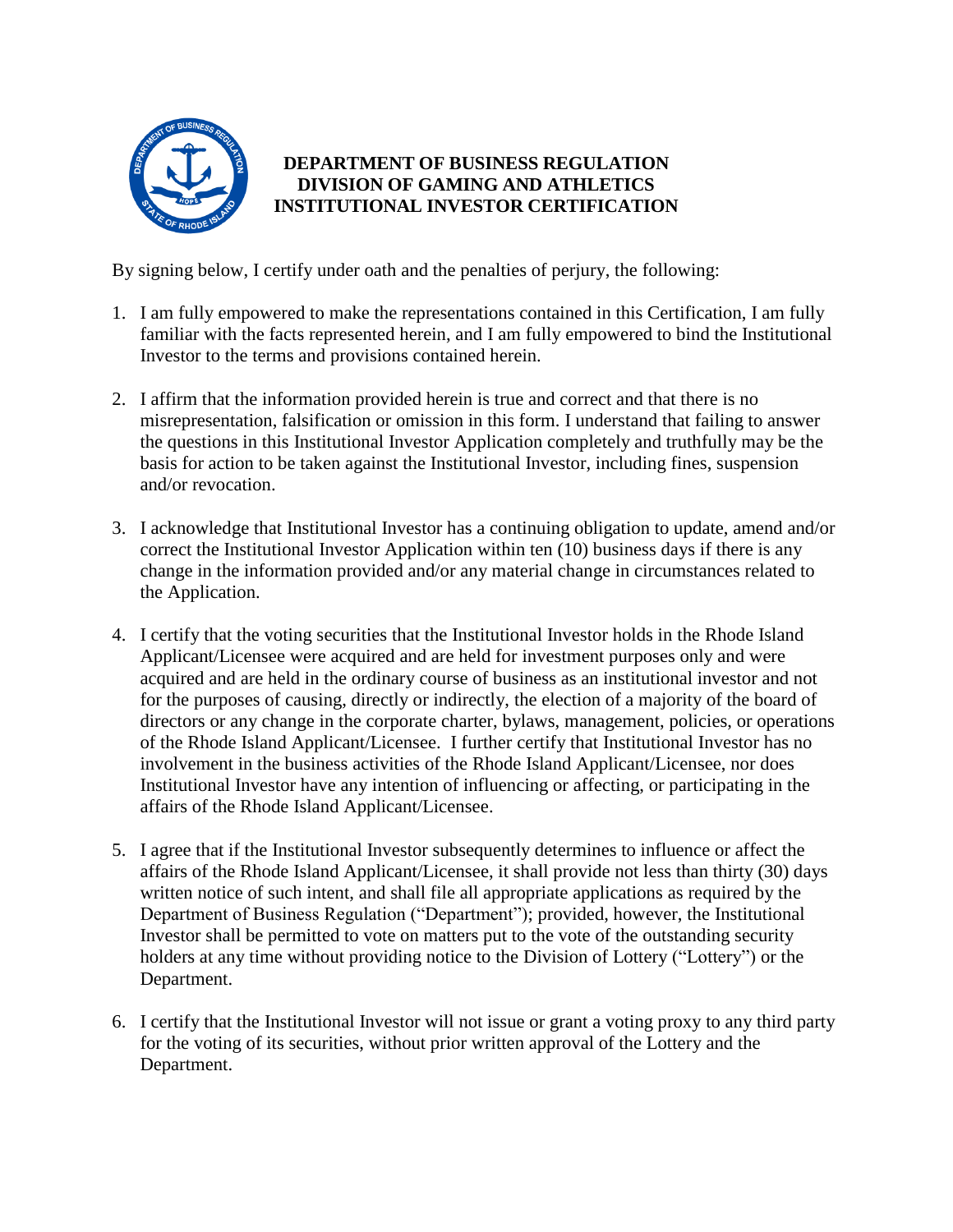# DEPARTMENT OF BUSINESS REGULATION
# DIVISION OF GAMING AND ATHLETICS
# INSTITUTIONAL INVESTOR CERTIFICATION

By signing below, I certify under oath and the penalties of perjury, the following:

1. I am fully empowered to make the representations contained in this Certification, I am fully familiar with the facts represented herein, and I am fully empowered to bind the Institutional Investor to the terms and provisions contained herein.

2. I affirm that the information provided herein is true and correct and that there is no misrepresentation, falsification or omission in this form. I understand that failing to answer the questions in this Institutional Investor Application completely and truthfully may be the basis for action to be taken against the Institutional Investor, including fines, suspension and/or revocation.

3. I acknowledge that Institutional Investor has a continuing obligation to update, amend and/or correct the Institutional Investor Application within ten (10) business days if there is any change in the information provided and/or any material change in circumstances related to the Application.

4. I certify that the voting securities that the Institutional Investor holds in the Rhode Island Applicant/Licensee were acquired and are held for investment purposes only and were acquired and are held in the ordinary course of business as an institutional investor and not for the purposes of causing, directly or indirectly, the election of a majority of the board of directors or any change in the corporate charter, bylaws, management, policies, or operations of the Rhode Island Applicant/Licensee. I further certify that Institutional Investor has no involvement in the business activities of the Rhode Island Applicant/Licensee, nor does Institutional Investor have any intention of influencing or affecting, or participating in the affairs of the Rhode Island Applicant/Licensee.

5. I agree that if the Institutional Investor subsequently determines to influence or affect the affairs of the Rhode Island Applicant/Licensee, it shall provide not less than thirty (30) days written notice of such intent, and shall file all appropriate applications as required by the Department of Business Regulation ("Department"); provided, however, the Institutional Investor shall be permitted to vote on matters put to the vote of the outstanding security holders at any time without providing notice to the Division of Lottery ("Lottery") or the Department.

6. I certify that the Institutional Investor will not issue or grant a voting proxy to any third party for the voting of its securities, without prior written approval of the Lottery and the Department.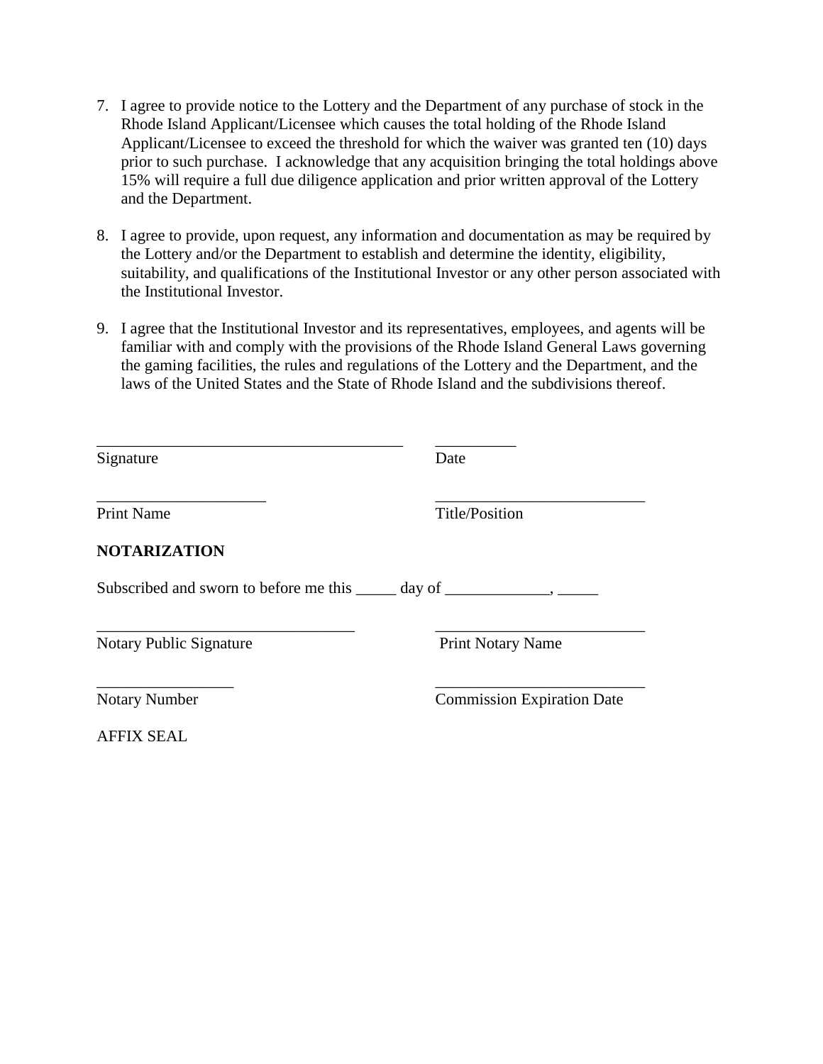7. I agree to provide notice to the Lottery and the Department of any purchase of stock in the Rhode Island Applicant/Licensee which causes the total holding of the Rhode Island Applicant/Licensee to exceed the threshold for which the waiver was granted ten (10) days prior to such purchase. I acknowledge that any acquisition bringing the total holdings above 15% will require a full due diligence application and prior written approval of the Lottery and the Department.

8. I agree to provide, upon request, any information and documentation as may be required by the Lottery and/or the Department to establish and determine the identity, eligibility, suitability, and qualifications of the Institutional Investor or any other person associated with the Institutional Investor.

9. I agree that the Institutional Investor and its representatives, employees, and agents will be familiar with and comply with the provisions of the Rhode Island General Laws governing the gaming facilities, the rules and regulations of the Lottery and the Department, and the laws of the United States and the State of Rhode Island and the subdivisions thereof.

_______________________________________ __________

Signature Date

_____________________ ___________________________

Print Name Title/Position

**NOTARIZATION**

Subscribed and sworn to before me this _____ day of _____________, _____

_________________________________ ___________________________

Notary Public Signature Print Notary Name

_________________ ___________________________

Notary Number Commission Expiration Date

AFFIX SEAL